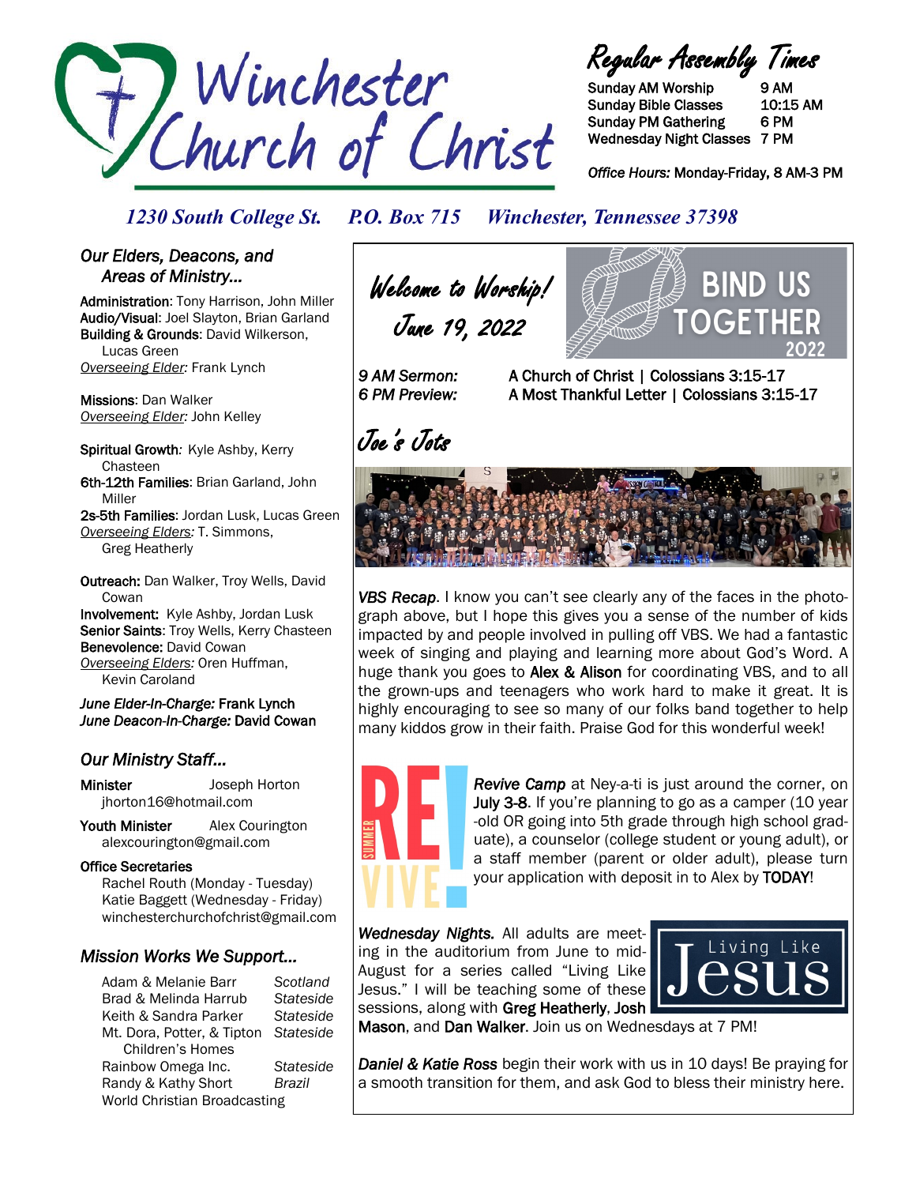# Winchester Church of Christ

## Regular Assembly Times

| | |
|---|---|
| Sunday AM Worship | 9 AM |
| Sunday Bible Classes | 10:15 AM |
| Sunday PM Gathering | 6 PM |
| Wednesday Night Classes | 7 PM |

*Office Hours:* Monday-Friday, 8 AM-3 PM

*1230 South College St. P.O. Box 715 Winchester, Tennessee 37398*

### *Our Elders, Deacons, and Areas of Ministry...*

**Administration**: Tony Harrison, John Miller
**Audio/Visual**: Joel Slayton, Brian Garland
**Building & Grounds**: David Wilkerson, Lucas Green
*Overseeing Elder:* Frank Lynch

**Missions**: Dan Walker
*Overseeing Elder:* John Kelley

**Spiritual Growth**: Kyle Ashby, Kerry Chasteen
**6th-12th Families**: Brian Garland, John Miller
**2s-5th Families**: Jordan Lusk, Lucas Green
*Overseeing Elders:* T. Simmons, Greg Heatherly

**Outreach:** Dan Walker, Troy Wells, David Cowan
**Involvement:** Kyle Ashby, Jordan Lusk
**Senior Saints**: Troy Wells, Kerry Chasteen
**Benevolence:** David Cowan
*Overseeing Elders:* Oren Huffman, Kevin Caroland

***June Elder-In-Charge:*** **Frank Lynch**
***June Deacon-In-Charge:*** **David Cowan**

### *Our Ministry Staff...*

**Minister** Joseph Horton
jhorton16@hotmail.com

**Youth Minister** Alex Courington
alexcourington@gmail.com

**Office Secretaries**
Rachel Routh (Monday - Tuesday)
Katie Baggett (Wednesday - Friday)
winchesterchurchofchrist@gmail.com

### *Mission Works We Support...*

| | |
|---|---|
| Adam & Melanie Barr | *Scotland* |
| Brad & Melinda Harrub | *Stateside* |
| Keith & Sandra Parker | *Stateside* |
| Mt. Dora, Potter, & Tipton Children's Homes | *Stateside* |
| Rainbow Omega Inc. | *Stateside* |
| Randy & Kathy Short | *Brazil* |
| World Christian Broadcasting | |

## *Welcome to Worship!*
## *June 19, 2022*

BIND US TOGETHER 2022

*9 AM Sermon:* A Church of Christ | Colossians 3:15-17
*6 PM Preview:* A Most Thankful Letter | Colossians 3:15-17

## *Joe's Jots*

***VBS Recap***. I know you can't see clearly any of the faces in the photograph above, but I hope this gives you a sense of the number of kids impacted by and people involved in pulling off VBS. We had a fantastic week of singing and playing and learning more about God's Word. A huge thank you goes to **Alex & Alison** for coordinating VBS, and to all the grown-ups and teenagers who work hard to make it great. It is highly encouraging to see so many of our folks band together to help many kiddos grow in their faith. Praise God for this wonderful week!

***Revive Camp*** at Ney-a-ti is just around the corner, on **July 3-8**. If you're planning to go as a camper (10 year-old OR going into 5th grade through high school graduate), a counselor (college student or young adult), or a staff member (parent or older adult), please turn your application with deposit in to Alex by **TODAY**!

***Wednesday Nights.*** All adults are meeting in the auditorium from June to mid-August for a series called "Living Like Jesus." I will be teaching some of these sessions, along with **Greg Heatherly**, **Josh Mason**, and **Dan Walker**. Join us on Wednesdays at 7 PM!

***Daniel & Katie Ross*** begin their work with us in 10 days! Be praying for a smooth transition for them, and ask God to bless their ministry here.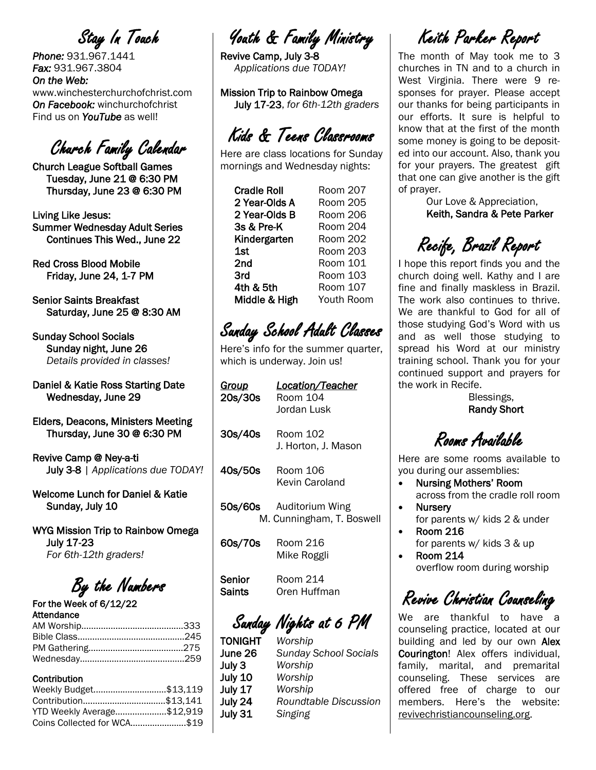## Stay In Touch

*Phone:* 931.967.1441
*Fax:* 931.967.3804
*On the Web:*
www.winchesterchurchofchrist.com
*On Facebook:* winchurchofchrist
Find us on *YouTube* as well!

## Church Family Calendar

Church League Softball Games
Tuesday, June 21 @ 6:30 PM
Thursday, June 23 @ 6:30 PM

Living Like Jesus:
Summer Wednesday Adult Series
Continues This Wed., June 22

Red Cross Blood Mobile
Friday, June 24, 1-7 PM

Senior Saints Breakfast
Saturday, June 25 @ 8:30 AM

Sunday School Socials
Sunday night, June 26
*Details provided in classes!*

Daniel & Katie Ross Starting Date
Wednesday, June 29

Elders, Deacons, Ministers Meeting
Thursday, June 30 @ 6:30 PM

Revive Camp @ Ney-a-ti
July 3-8 | *Applications due TODAY!*

Welcome Lunch for Daniel & Katie
Sunday, July 10

WYG Mission Trip to Rainbow Omega
July 17-23
*For 6th-12th graders!*

## By the Numbers

For the Week of 6/12/22

**Attendance**

| | |
|---|---|
| AM Worship | 333 |
| Bible Class | 245 |
| PM Gathering | 275 |
| Wednesday | 259 |

**Contribution**

| | |
|---|---|
| Weekly Budget | $13,119 |
| Contribution | $13,141 |
| YTD Weekly Average | $12,919 |
| Coins Collected for WCA | $19 |

## Youth & Family Ministry

Revive Camp, July 3-8
*Applications due TODAY!*

Mission Trip to Rainbow Omega
July 17-23, *for 6th-12th graders*

## Kids & Teens Classrooms

Here are class locations for Sunday mornings and Wednesday nights:

| | |
|---|---|
| Cradle Roll | Room 207 |
| 2 Year-Olds A | Room 205 |
| 2 Year-Olds B | Room 206 |
| 3s & Pre-K | Room 204 |
| Kindergarten | Room 202 |
| 1st | Room 203 |
| 2nd | Room 101 |
| 3rd | Room 103 |
| 4th & 5th | Room 107 |
| Middle & High | Youth Room |

## Sunday School Adult Classes

Here's info for the summer quarter, which is underway. Join us!

| *Group* | *Location/Teacher* |
|---|---|
| 20s/30s | Room 104, Jordan Lusk |
| 30s/40s | Room 102, J. Horton, J. Mason |
| 40s/50s | Room 106, Kevin Caroland |
| 50s/60s | Auditorium Wing, M. Cunningham, T. Boswell |
| 60s/70s | Room 216, Mike Roggli |
| Senior Saints | Room 214, Oren Huffman |

## Sunday Nights at 6 PM

| | |
|---|---|
| TONIGHT | *Worship* |
| June 26 | *Sunday School Socials* |
| July 3 | *Worship* |
| July 10 | *Worship* |
| July 17 | *Worship* |
| July 24 | *Roundtable Discussion* |
| July 31 | *Singing* |

## Keith Parker Report

The month of May took me to 3 churches in TN and to a church in West Virginia. There were 9 responses for prayer. Please accept our thanks for being participants in our efforts. It sure is helpful to know that at the first of the month some money is going to be deposited into our account. Also, thank you for your prayers. The greatest gift that one can give another is the gift of prayer.

Our Love & Appreciation,
Keith, Sandra & Pete Parker

## Recife, Brazil Report

I hope this report finds you and the church doing well. Kathy and I are fine and finally maskless in Brazil. The work also continues to thrive. We are thankful to God for all of those studying God's Word with us and as well those studying to spread his Word at our ministry training school. Thank you for your continued support and prayers for the work in Recife.

Blessings,
Randy Short

## Rooms Available

Here are some rooms available to you during our assemblies:

- Nursing Mothers' Room
  across from the cradle roll room
- Nursery
  for parents w/ kids 2 & under
- Room 216
  for parents w/ kids 3 & up
- Room 214
  overflow room during worship

## Revive Christian Counseling

We are thankful to have a counseling practice, located at our building and led by our own Alex Courington! Alex offers individual, family, marital, and premarital counseling. These services are offered free of charge to our members. Here's the website: revivechristiancounseling.org.